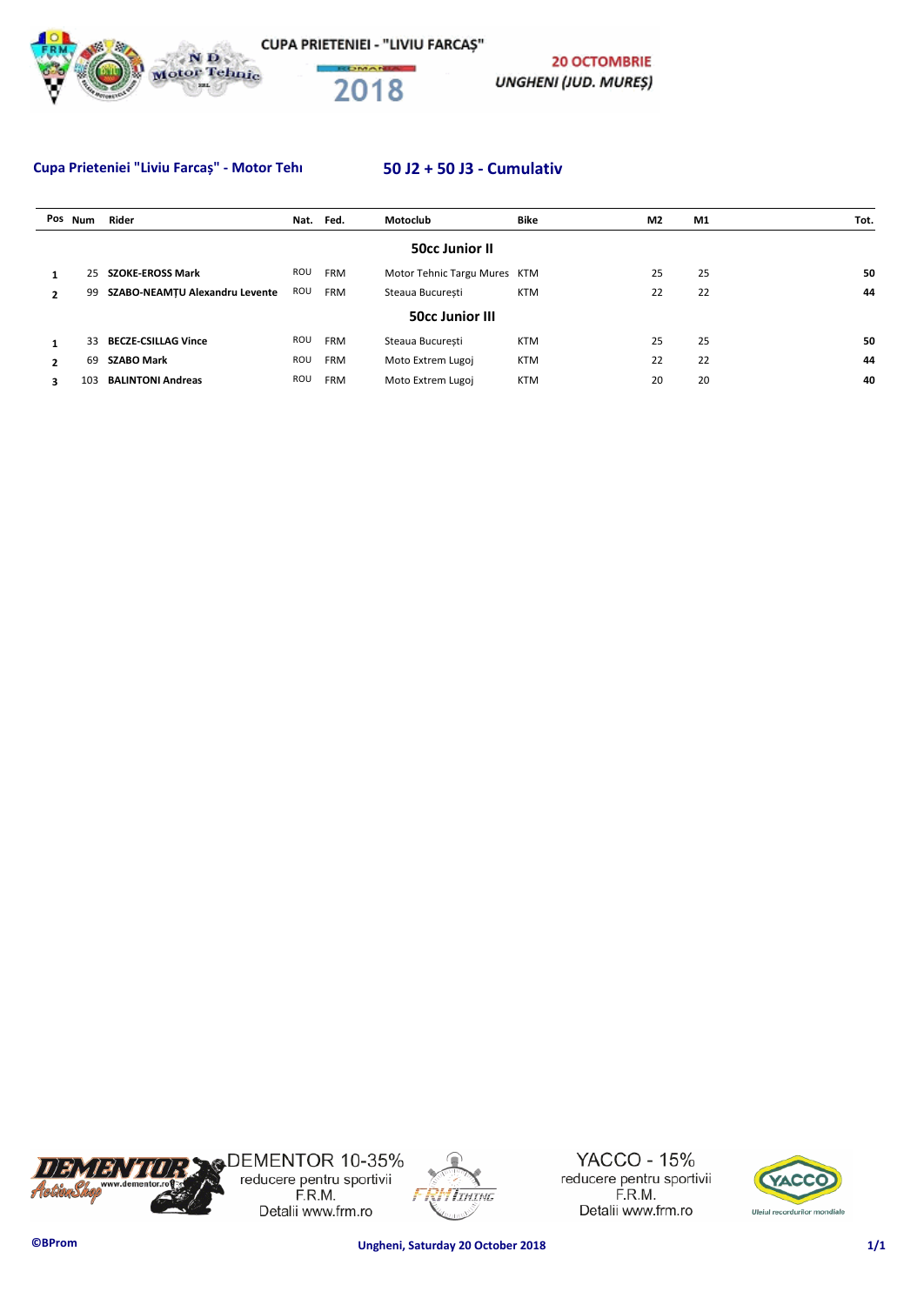CUPA PRIETENIEI - "LIVIU FARCAŞ"

2018

20 OCTOMBRIE
UNGHENI (JUD. MUREŞ)

## Cupa Prieteniei "Liviu Farcaş" - Motor Tehı

## 50 J2 + 50 J3 - Cumulativ

| Pos | Num | Rider | Nat. | Fed. | Motoclub | Bike | M2 | M1 | Tot. |
|---|---|---|---|---|---|---|---|---|---|
| | | | | | **50cc Junior II** | | | | |
| 1 | 25 | **SZOKE-EROSS Mark** | ROU | FRM | Motor Tehnic Targu Mures | KTM | 25 | 25 | **50** |
| 2 | 99 | **SZABO-NEAMȚU Alexandru Levente** | ROU | FRM | Steaua București | KTM | 22 | 22 | **44** |
| | | | | | **50cc Junior III** | | | | |
| 1 | 33 | **BECZE-CSILLAG Vince** | ROU | FRM | Steaua București | KTM | 25 | 25 | **50** |
| 2 | 69 | **SZABO Mark** | ROU | FRM | Moto Extrem Lugoj | KTM | 22 | 22 | **44** |
| 3 | 103 | **BALINTONI Andreas** | ROU | FRM | Moto Extrem Lugoj | KTM | 20 | 20 | **40** |

DEMENTOR 10-35%
reducere pentru sportivii
F.R.M.
Detalii www.frm.ro

YACCO - 15%
reducere pentru sportivii
F.R.M.
Detalii www.frm.ro

©BProm — Ungheni, Saturday 20 October 2018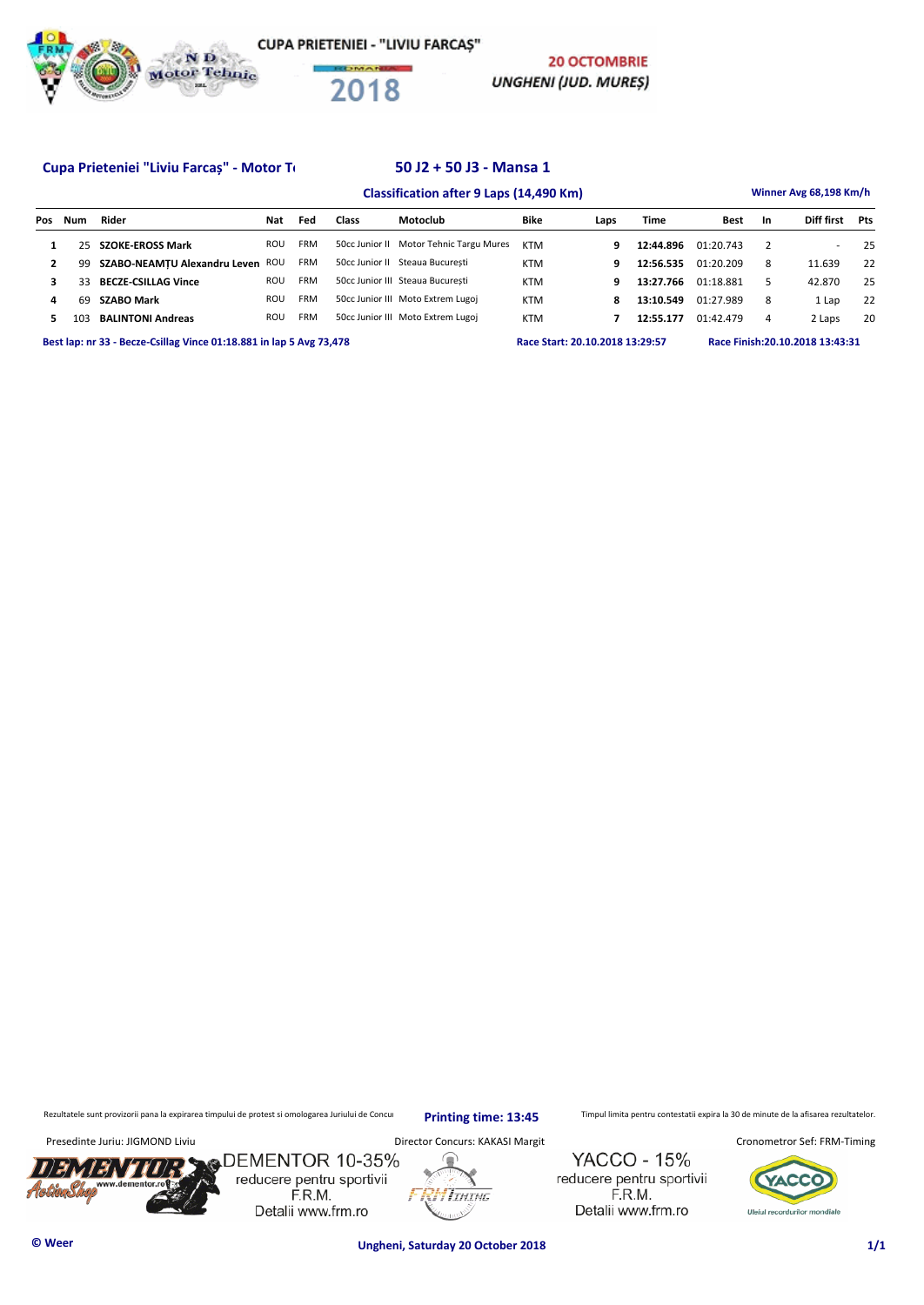CUPA PRIETENIEI - "LIVIU FARCAȘ"

2018

20 OCTOMBRIE
UNGHENI (JUD. MUREȘ)

## Cupa Prieteniei "Liviu Farcaș" - Motor Te

## 50 J2 + 50 J3 - Mansa 1

### Classification after 9 Laps (14,490 Km)

Winner Avg 68,198 Km/h

| Pos | Num | Rider | Nat | Fed | Class | Motoclub | Bike | Laps | Time | Best | In | Diff first | Pts |
|---|---|---|---|---|---|---|---|---|---|---|---|---|---|
| 1 | 25 | **SZOKE-EROSS Mark** | ROU | FRM | 50cc Junior II | Motor Tehnic Targu Mures | KTM | **9** | **12:44.896** | 01:20.743 | 2 | - | 25 |
| 2 | 99 | **SZABO-NEAMȚU Alexandru Leven** | ROU | FRM | 50cc Junior II | Steaua București | KTM | **9** | **12:56.535** | 01:20.209 | 8 | 11.639 | 22 |
| 3 | 33 | **BECZE-CSILLAG Vince** | ROU | FRM | 50cc Junior III | Steaua București | KTM | **9** | **13:27.766** | 01:18.881 | 5 | 42.870 | 25 |
| 4 | 69 | **SZABO Mark** | ROU | FRM | 50cc Junior III | Moto Extrem Lugoj | KTM | **8** | **13:10.549** | 01:27.989 | 8 | 1 Lap | 22 |
| 5 | 103 | **BALINTONI Andreas** | ROU | FRM | 50cc Junior III | Moto Extrem Lugoj | KTM | **7** | **12:55.177** | 01:42.479 | 4 | 2 Laps | 20 |

Best lap: nr 33 - Becze-Csillag Vince 01:18.881 in lap 5 Avg 73,478

Race Start: 20.10.2018 13:29:57

Race Finish:20.10.2018 13:43:31

Rezultatele sunt provizorii pana la expirarea timpului de protest si omologarea Juriului de Concu

**Printing time: 13:45**

Timpul limita pentru contestatii expira la 30 de minute de la afisarea rezultatelor.

Presedinte Juriu: JIGMOND Liviu

Director Concurs: KAKASI Margit

Cronometror Sef: FRM-Timing

DEMENTOR 10-35%
reducere pentru sportivii
F.R.M.
Detalii www.frm.ro

YACCO - 15%
reducere pentru sportivii
F.R.M.
Detalii www.frm.ro

© Weer

Ungheni, Saturday 20 October 2018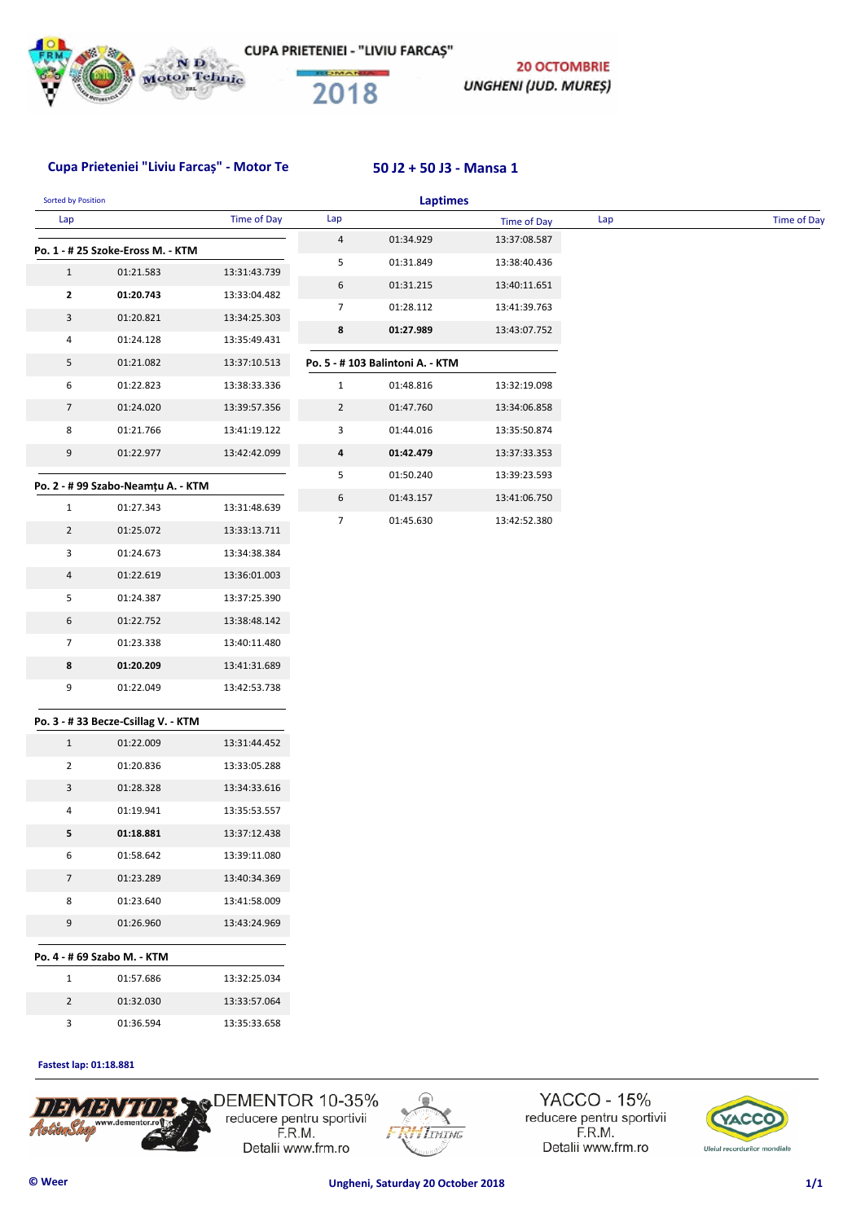CUPA PRIETENIEI - "LIVIU FARCAȘ"

ROMANIA 2018

**20 OCTOMBRIE**

***UNGHENI (JUD. MUREȘ)***

## Cupa Prieteniei "Liviu Farcaș" - Motor Te

## 50 J2 + 50 J3 - Mansa 1

Sorted by Position

**Laptimes**

### Po. 1 - # 25 Szoke-Eross M. - KTM

| Lap | | Time of Day |
|---|---|---|
| 1 | 01:21.583 | 13:31:43.739 |
| **2** | **01:20.743** | 13:33:04.482 |
| 3 | 01:20.821 | 13:34:25.303 |
| 4 | 01:24.128 | 13:35:49.431 |
| 5 | 01:21.082 | 13:37:10.513 |
| 6 | 01:22.823 | 13:38:33.336 |
| 7 | 01:24.020 | 13:39:57.356 |
| 8 | 01:21.766 | 13:41:19.122 |
| 9 | 01:22.977 | 13:42:42.099 |

### Po. 2 - # 99 Szabo-Neamțu A. - KTM

| Lap | | Time of Day |
|---|---|---|
| 1 | 01:27.343 | 13:31:48.639 |
| 2 | 01:25.072 | 13:33:13.711 |
| 3 | 01:24.673 | 13:34:38.384 |
| 4 | 01:22.619 | 13:36:01.003 |
| 5 | 01:24.387 | 13:37:25.390 |
| 6 | 01:22.752 | 13:38:48.142 |
| 7 | 01:23.338 | 13:40:11.480 |
| **8** | **01:20.209** | 13:41:31.689 |
| 9 | 01:22.049 | 13:42:53.738 |

### Po. 3 - # 33 Becze-Csillag V. - KTM

| Lap | | Time of Day |
|---|---|---|
| 1 | 01:22.009 | 13:31:44.452 |
| 2 | 01:20.836 | 13:33:05.288 |
| 3 | 01:28.328 | 13:34:33.616 |
| 4 | 01:19.941 | 13:35:53.557 |
| **5** | **01:18.881** | 13:37:12.438 |
| 6 | 01:58.642 | 13:39:11.080 |
| 7 | 01:23.289 | 13:40:34.369 |
| 8 | 01:23.640 | 13:41:58.009 |
| 9 | 01:26.960 | 13:43:24.969 |

### Po. 4 - # 69 Szabo M. - KTM

| Lap | | Time of Day |
|---|---|---|
| 1 | 01:57.686 | 13:32:25.034 |
| 2 | 01:32.030 | 13:33:57.064 |
| 3 | 01:36.594 | 13:35:33.658 |
| 4 | 01:34.929 | 13:37:08.587 |
| 5 | 01:31.849 | 13:38:40.436 |
| 6 | 01:31.215 | 13:40:11.651 |
| 7 | 01:28.112 | 13:41:39.763 |
| **8** | **01:27.989** | 13:43:07.752 |

### Po. 5 - # 103 Balintoni A. - KTM

| Lap | | Time of Day |
|---|---|---|
| 1 | 01:48.816 | 13:32:19.098 |
| 2 | 01:47.760 | 13:34:06.858 |
| 3 | 01:44.016 | 13:35:50.874 |
| **4** | **01:42.479** | 13:37:33.353 |
| 5 | 01:50.240 | 13:39:23.593 |
| 6 | 01:43.157 | 13:41:06.750 |
| 7 | 01:45.630 | 13:42:52.380 |

**Fastest lap: 01:18.881**

DEMENTOR 10-35% reducere pentru sportivii F.R.M. Detalii www.frm.ro

YACCO - 15% reducere pentru sportivii F.R.M. Detalii www.frm.ro

© Weer

Ungheni, Saturday 20 October 2018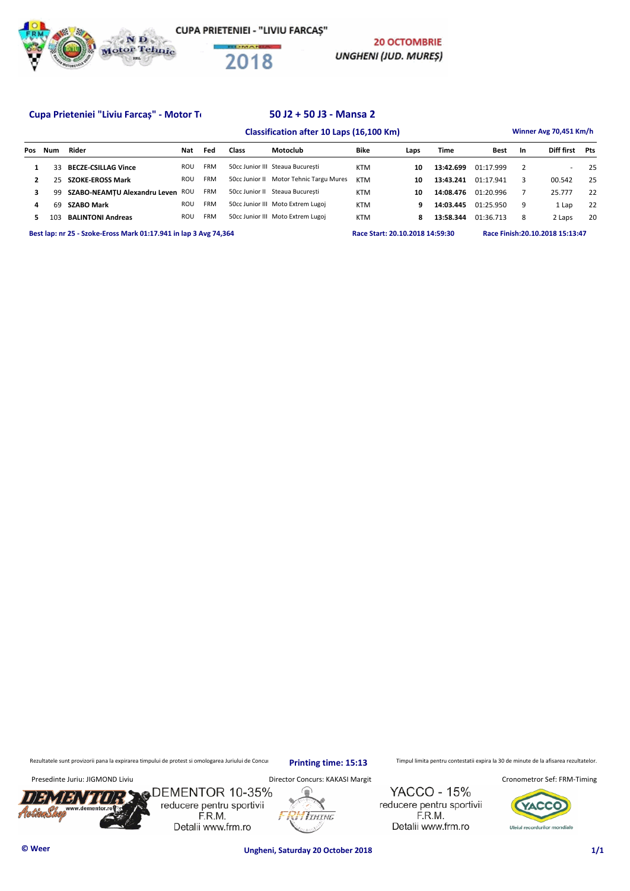CUPA PRIETENIEI - "LIVIU FARCAȘ"

2018

**20 OCTOMBRIE**
*UNGHENI (JUD. MUREȘ)*

## Cupa Prieteniei "Liviu Farcaș" - Motor T

## 50 J2 + 50 J3 - Mansa 2

**Classification after 10 Laps (16,100 Km)**

**Winner Avg 70,451 Km/h**

| Pos | Num | Rider | Nat | Fed | Class | Motoclub | Bike | Laps | Time | Best | In | Diff first | Pts |
|---|---|---|---|---|---|---|---|---|---|---|---|---|---|
| 1 | 33 | **BECZE-CSILLAG Vince** | ROU | FRM | 50cc Junior III | Steaua București | KTM | **10** | **13:42.699** | 01:17.999 | 2 | - | 25 |
| 2 | 25 | **SZOKE-EROSS Mark** | ROU | FRM | 50cc Junior II | Motor Tehnic Targu Mures | KTM | **10** | **13:43.241** | 01:17.941 | 3 | 00.542 | 25 |
| 3 | 99 | **SZABO-NEAMȚU Alexandru Leven** | ROU | FRM | 50cc Junior II | Steaua București | KTM | **10** | **14:08.476** | 01:20.996 | 7 | 25.777 | 22 |
| 4 | 69 | **SZABO Mark** | ROU | FRM | 50cc Junior III | Moto Extrem Lugoj | KTM | **9** | **14:03.445** | 01:25.950 | 9 | 1 Lap | 22 |
| 5 | 103 | **BALINTONI Andreas** | ROU | FRM | 50cc Junior III | Moto Extrem Lugoj | KTM | **8** | **13:58.344** | 01:36.713 | 8 | 2 Laps | 20 |

**Best lap: nr 25 - Szoke-Eross Mark 01:17.941 in lap 3 Avg 74,364**

**Race Start: 20.10.2018 14:59:30**

**Race Finish:20.10.2018 15:13:47**

Rezultatele sunt provizorii pana la expirarea timpului de protest si omologarea Juriului de Concu

**Printing time: 15:13**

Timpul limita pentru contestatii expira la 30 de minute de la afisarea rezultatelor.

Presedinte Juriu: JIGMOND Liviu

Director Concurs: KAKASI Margit

Cronometror Sef: FRM-Timing

DEMENTOR 10-35%
reducere pentru sportivii
F.R.M.
Detalii www.frm.ro

YACCO - 15%
reducere pentru sportivii
F.R.M.
Detalii www.frm.ro

© Weer

**Ungheni, Saturday 20 October 2018**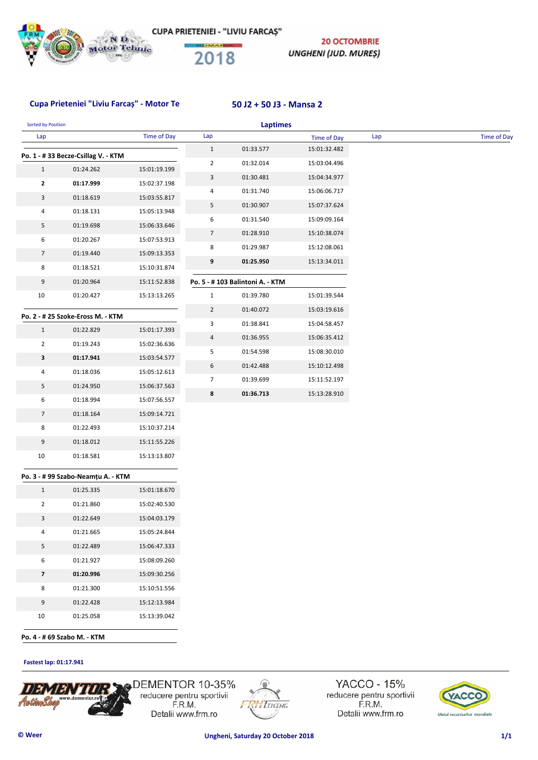# CUPA PRIETENIEI - "LIVIU FARCAȘ"

**20 OCTOMBRIE**
**UNGHENI (JUD. MUREȘ)**

2018

## Cupa Prieteniei "Liviu Farcaș" - Motor Te

## 50 J2 + 50 J3 - Mansa 2

Sorted by Position

### Laptimes

**Po. 1 - # 33 Becze-Csillag V. - KTM**

| Lap | | Time of Day |
|---|---|---|
| 1 | 01:24.262 | 15:01:19.199 |
| **2** | **01:17.999** | 15:02:37.198 |
| 3 | 01:18.619 | 15:03:55.817 |
| 4 | 01:18.131 | 15:05:13.948 |
| 5 | 01:19.698 | 15:06:33.646 |
| 6 | 01:20.267 | 15:07:53.913 |
| 7 | 01:19.440 | 15:09:13.353 |
| 8 | 01:18.521 | 15:10:31.874 |
| 9 | 01:20.964 | 15:11:52.838 |
| 10 | 01:20.427 | 15:13:13.265 |

**Po. 2 - # 25 Szoke-Eross M. - KTM**

| Lap | | Time of Day |
|---|---|---|
| 1 | 01:22.829 | 15:01:17.393 |
| 2 | 01:19.243 | 15:02:36.636 |
| **3** | **01:17.941** | 15:03:54.577 |
| 4 | 01:18.036 | 15:05:12.613 |
| 5 | 01:24.950 | 15:06:37.563 |
| 6 | 01:18.994 | 15:07:56.557 |
| 7 | 01:18.164 | 15:09:14.721 |
| 8 | 01:22.493 | 15:10:37.214 |
| 9 | 01:18.012 | 15:11:55.226 |
| 10 | 01:18.581 | 15:13:13.807 |

**Po. 3 - # 99 Szabo-Neamțu A. - KTM**

| Lap | | Time of Day |
|---|---|---|
| 1 | 01:25.335 | 15:01:18.670 |
| 2 | 01:21.860 | 15:02:40.530 |
| 3 | 01:22.649 | 15:04:03.179 |
| 4 | 01:21.665 | 15:05:24.844 |
| 5 | 01:22.489 | 15:06:47.333 |
| 6 | 01:21.927 | 15:08:09.260 |
| **7** | **01:20.996** | 15:09:30.256 |
| 8 | 01:21.300 | 15:10:51.556 |
| 9 | 01:22.428 | 15:12:13.984 |
| 10 | 01:25.058 | 15:13:39.042 |

**Po. 4 - # 69 Szabo M. - KTM**

| Lap | | Time of Day |
|---|---|---|
| 1 | 01:33.577 | 15:01:32.482 |
| 2 | 01:32.014 | 15:03:04.496 |
| 3 | 01:30.481 | 15:04:34.977 |
| 4 | 01:31.740 | 15:06:06.717 |
| 5 | 01:30.907 | 15:07:37.624 |
| 6 | 01:31.540 | 15:09:09.164 |
| 7 | 01:28.910 | 15:10:38.074 |
| 8 | 01:29.987 | 15:12:08.061 |
| **9** | **01:25.950** | 15:13:34.011 |

**Po. 5 - # 103 Balintoni A. - KTM**

| Lap | | Time of Day |
|---|---|---|
| 1 | 01:39.780 | 15:01:39.544 |
| 2 | 01:40.072 | 15:03:19.616 |
| 3 | 01:38.841 | 15:04:58.457 |
| 4 | 01:36.955 | 15:06:35.412 |
| 5 | 01:54.598 | 15:08:30.010 |
| 6 | 01:42.488 | 15:10:12.498 |
| 7 | 01:39.699 | 15:11:52.197 |
| **8** | **01:36.713** | 15:13:28.910 |

**Fastest lap: 01:17.941**

DEMENTOR 10-35% reducere pentru sportivii F.R.M. Detalii www.frm.ro

YACCO - 15% reducere pentru sportivii F.R.M. Detalii www.frm.ro

© Weer — Ungheni, Saturday 20 October 2018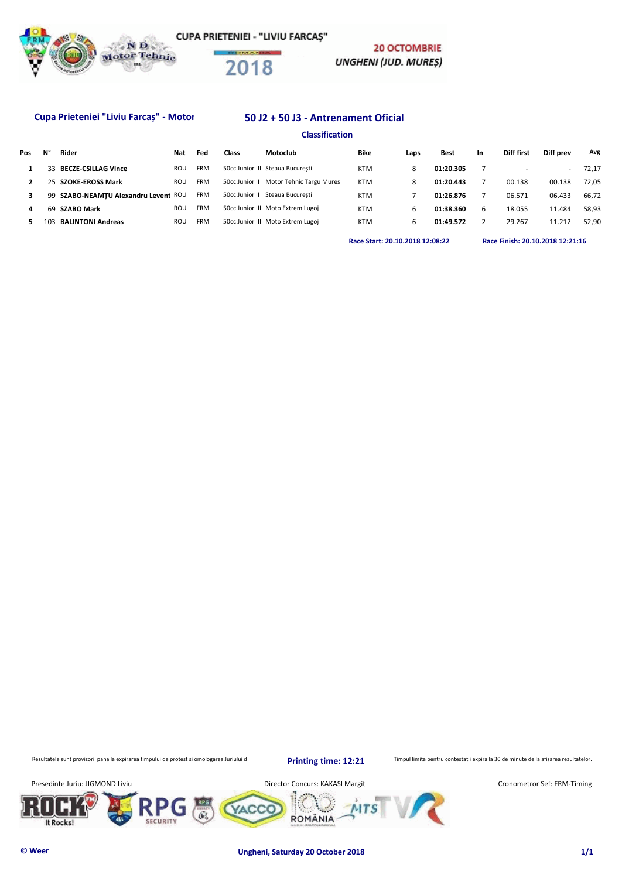CUPA PRIETENIEI - "LIVIU FARCAȘ"

2018

20 OCTOMBRIE
UNGHENI (JUD. MUREȘ)

**Cupa Prieteniei "Liviu Farcaș" - Motor**

## 50 J2 + 50 J3 - Antrenament Oficial

### Classification

| Pos | N° | Rider | Nat | Fed | Class | Motoclub | Bike | Laps | Best | In | Diff first | Diff prev | Avg |
|---|---|---|---|---|---|---|---|---|---|---|---|---|---|
| 1 | 33 | **BECZE-CSILLAG Vince** | ROU | FRM | 50cc Junior III | Steaua București | KTM | 8 | **01:20.305** | 7 | - | - | 72,17 |
| 2 | 25 | **SZOKE-EROSS Mark** | ROU | FRM | 50cc Junior II | Motor Tehnic Targu Mures | KTM | 8 | **01:20.443** | 7 | 00.138 | 00.138 | 72,05 |
| 3 | 99 | **SZABO-NEAMȚU Alexandru Levent** | ROU | FRM | 50cc Junior II | Steaua București | KTM | 7 | **01:26.876** | 7 | 06.571 | 06.433 | 66,72 |
| 4 | 69 | **SZABO Mark** | ROU | FRM | 50cc Junior III | Moto Extrem Lugoj | KTM | 6 | **01:38.360** | 6 | 18.055 | 11.484 | 58,93 |
| 5 | 103 | **BALINTONI Andreas** | ROU | FRM | 50cc Junior III | Moto Extrem Lugoj | KTM | 6 | **01:49.572** | 2 | 29.267 | 11.212 | 52,90 |

**Race Start: 20.10.2018 12:08:22** **Race Finish: 20.10.2018 12:21:16**

Rezultatele sunt provizorii pana la expirarea timpului de protest si omologarea Juriului d

**Printing time: 12:21**

Timpul limita pentru contestatii expira la 30 de minute de la afisarea rezultatelor.

Presedinte Juriu: JIGMOND Liviu

Director Concurs: KAKASI Margit

Cronometror Sef: FRM-Timing

**© Weer**

**Ungheni, Saturday 20 October 2018**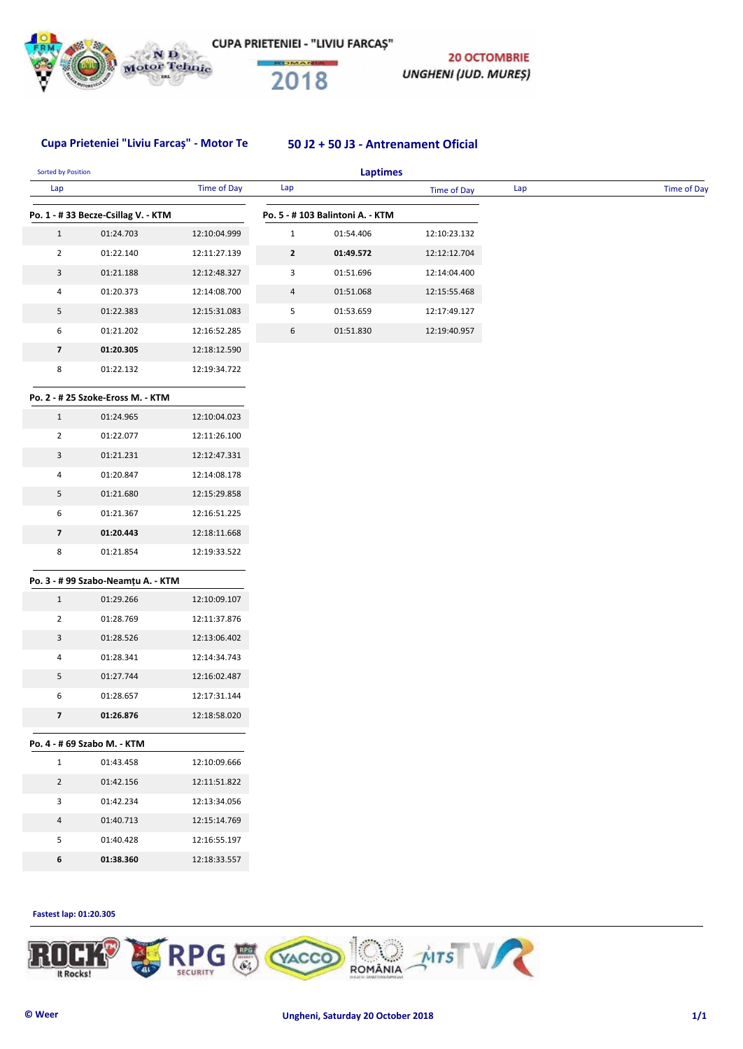CUPA PRIETENIEI - "LIVIU FARCAŞ"

2018

20 OCTOMBRIE
UNGHENI (JUD. MUREŞ)

## Cupa Prieteniei "Liviu Farcaş" - Motor Te

## 50 J2 + 50 J3 - Antrenament Oficial

Sorted by Position

### Laptimes

**Po. 1 - # 33 Becze-Csillag V. - KTM**

| Lap | | Time of Day |
|---|---|---|
| 1 | 01:24.703 | 12:10:04.999 |
| 2 | 01:22.140 | 12:11:27.139 |
| 3 | 01:21.188 | 12:12:48.327 |
| 4 | 01:20.373 | 12:14:08.700 |
| 5 | 01:22.383 | 12:15:31.083 |
| 6 | 01:21.202 | 12:16:52.285 |
| **7** | **01:20.305** | 12:18:12.590 |
| 8 | 01:22.132 | 12:19:34.722 |

**Po. 2 - # 25 Szoke-Eross M. - KTM**

| Lap | | Time of Day |
|---|---|---|
| 1 | 01:24.965 | 12:10:04.023 |
| 2 | 01:22.077 | 12:11:26.100 |
| 3 | 01:21.231 | 12:12:47.331 |
| 4 | 01:20.847 | 12:14:08.178 |
| 5 | 01:21.680 | 12:15:29.858 |
| 6 | 01:21.367 | 12:16:51.225 |
| **7** | **01:20.443** | 12:18:11.668 |
| 8 | 01:21.854 | 12:19:33.522 |

**Po. 3 - # 99 Szabo-Neamțu A. - KTM**

| Lap | | Time of Day |
|---|---|---|
| 1 | 01:29.266 | 12:10:09.107 |
| 2 | 01:28.769 | 12:11:37.876 |
| 3 | 01:28.526 | 12:13:06.402 |
| 4 | 01:28.341 | 12:14:34.743 |
| 5 | 01:27.744 | 12:16:02.487 |
| 6 | 01:28.657 | 12:17:31.144 |
| **7** | **01:26.876** | 12:18:58.020 |

**Po. 4 - # 69 Szabo M. - KTM**

| Lap | | Time of Day |
|---|---|---|
| 1 | 01:43.458 | 12:10:09.666 |
| 2 | 01:42.156 | 12:11:51.822 |
| 3 | 01:42.234 | 12:13:34.056 |
| 4 | 01:40.713 | 12:15:14.769 |
| 5 | 01:40.428 | 12:16:55.197 |
| **6** | **01:38.360** | 12:18:33.557 |

**Po. 5 - # 103 Balintoni A. - KTM**

| Lap | | Time of Day |
|---|---|---|
| 1 | 01:54.406 | 12:10:23.132 |
| **2** | **01:49.572** | 12:12:12.704 |
| 3 | 01:51.696 | 12:14:04.400 |
| 4 | 01:51.068 | 12:15:55.468 |
| 5 | 01:53.659 | 12:17:49.127 |
| 6 | 01:51.830 | 12:19:40.957 |

**Fastest lap: 01:20.305**

© Weer

Ungheni, Saturday 20 October 2018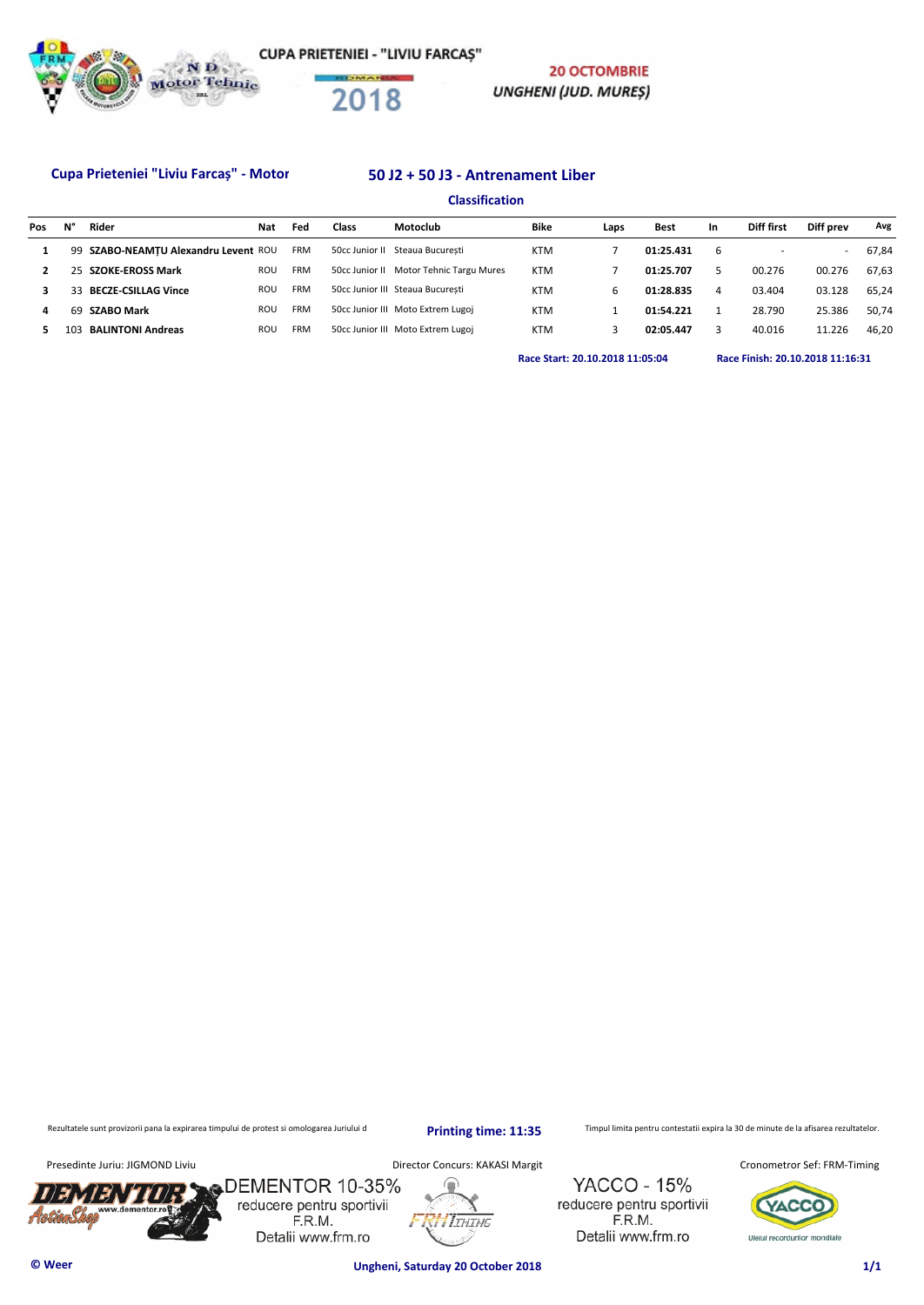# CUPA PRIETENIEI - "LIVIU FARCAŞ"

2018

**20 OCTOMBRIE**

***UNGHENI (JUD. MUREŞ)***

**Cupa Prieteniei "Liviu Farcaş" - Motor**

## 50 J2 + 50 J3 - Antrenament Liber

### Classification

| Pos | N° | Rider | Nat | Fed | Class | Motoclub | Bike | Laps | Best | In | Diff first | Diff prev | Avg |
|---|---|---|---|---|---|---|---|---|---|---|---|---|---|
| 1 | 99 | **SZABO-NEAMȚU Alexandru Levent** | ROU | FRM | 50cc Junior II | Steaua Bucureşti | KTM | 7 | **01:25.431** | 6 | - | - | 67,84 |
| 2 | 25 | **SZOKE-EROSS Mark** | ROU | FRM | 50cc Junior II | Motor Tehnic Targu Mures | KTM | 7 | **01:25.707** | 5 | 00.276 | 00.276 | 67,63 |
| 3 | 33 | **BECZE-CSILLAG Vince** | ROU | FRM | 50cc Junior III | Steaua Bucureşti | KTM | 6 | **01:28.835** | 4 | 03.404 | 03.128 | 65,24 |
| 4 | 69 | **SZABO Mark** | ROU | FRM | 50cc Junior III | Moto Extrem Lugoj | KTM | 1 | **01:54.221** | 1 | 28.790 | 25.386 | 50,74 |
| 5 | 103 | **BALINTONI Andreas** | ROU | FRM | 50cc Junior III | Moto Extrem Lugoj | KTM | 3 | **02:05.447** | 3 | 40.016 | 11.226 | 46,20 |

**Race Start: 20.10.2018 11:05:04** **Race Finish: 20.10.2018 11:16:31**

Rezultatele sunt provizorii pana la expirarea timpului de protest si omologarea Juriului d

**Printing time: 11:35**

Timpul limita pentru contestatii expira la 30 de minute de la afisarea rezultatelor.

Presedinte Juriu: JIGMOND Liviu

Director Concurs: KAKASI Margit

Cronometror Sef: FRM-Timing

DEMENTOR 10-35%
reducere pentru sportivii
F.R.M.
Detalii www.frm.ro

YACCO - 15%
reducere pentru sportivii
F.R.M.
Detalii www.frm.ro

© Weer

**Ungheni, Saturday 20 October 2018**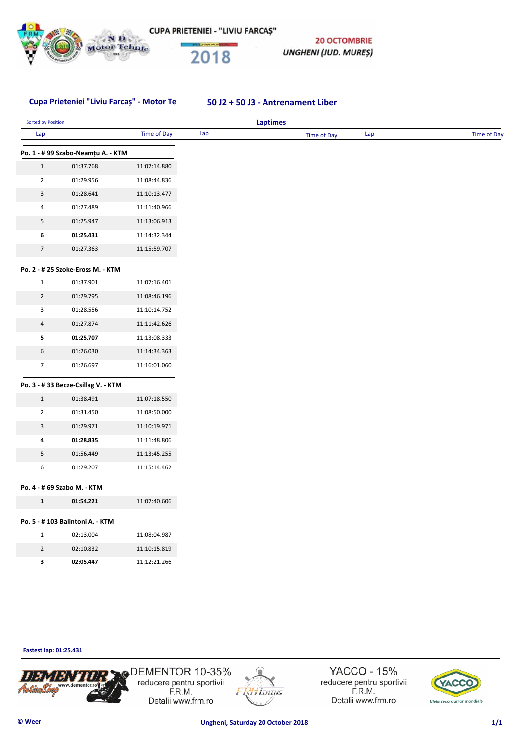CUPA PRIETENIEI - "LIVIU FARCAȘ"

2018

20 OCTOMBRIE

UNGHENI (JUD. MUREȘ)

## Cupa Prieteniei "Liviu Farcaş" - Motor Te

## 50 J2 + 50 J3 - Antrenament Liber

Sorted by Position

### Laptimes

**Po. 1 - # 99 Szabo-Neamțu A. - KTM**

| Lap | | Time of Day |
|---|---|---|
| 1 | 01:37.768 | 11:07:14.880 |
| 2 | 01:29.956 | 11:08:44.836 |
| 3 | 01:28.641 | 11:10:13.477 |
| 4 | 01:27.489 | 11:11:40.966 |
| 5 | 01:25.947 | 11:13:06.913 |
| **6** | **01:25.431** | 11:14:32.344 |
| 7 | 01:27.363 | 11:15:59.707 |

**Po. 2 - # 25 Szoke-Eross M. - KTM**

| Lap | | Time of Day |
|---|---|---|
| 1 | 01:37.901 | 11:07:16.401 |
| 2 | 01:29.795 | 11:08:46.196 |
| 3 | 01:28.556 | 11:10:14.752 |
| 4 | 01:27.874 | 11:11:42.626 |
| **5** | **01:25.707** | 11:13:08.333 |
| 6 | 01:26.030 | 11:14:34.363 |
| 7 | 01:26.697 | 11:16:01.060 |

**Po. 3 - # 33 Becze-Csillag V. - KTM**

| Lap | | Time of Day |
|---|---|---|
| 1 | 01:38.491 | 11:07:18.550 |
| 2 | 01:31.450 | 11:08:50.000 |
| 3 | 01:29.971 | 11:10:19.971 |
| **4** | **01:28.835** | 11:11:48.806 |
| 5 | 01:56.449 | 11:13:45.255 |
| 6 | 01:29.207 | 11:15:14.462 |

**Po. 4 - # 69 Szabo M. - KTM**

| Lap | | Time of Day |
|---|---|---|
| **1** | **01:54.221** | 11:07:40.606 |

**Po. 5 - # 103 Balintoni A. - KTM**

| Lap | | Time of Day |
|---|---|---|
| 1 | 02:13.004 | 11:08:04.987 |
| 2 | 02:10.832 | 11:10:15.819 |
| **3** | **02:05.447** | 11:12:21.266 |

**Fastest lap: 01:25.431**

DEMENTOR 10-35% reducere pentru sportivii F.R.M. Detalii www.frm.ro

YACCO - 15% reducere pentru sportivii F.R.M. Detalii www.frm.ro

© Weer

Ungheni, Saturday 20 October 2018